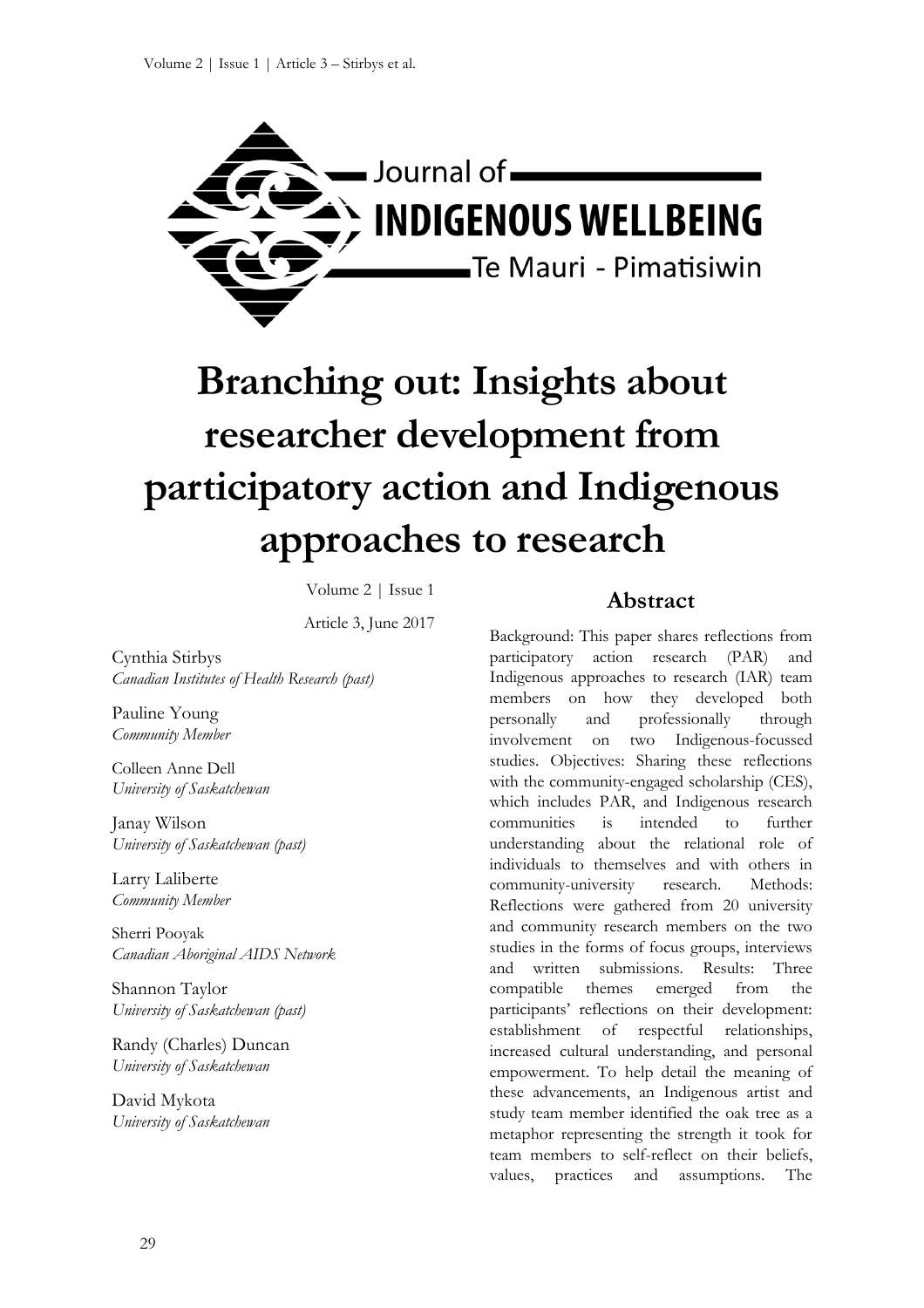Journal of INDIGENOUS WELLBEING

Te Mauri - Pimatisiwin

# Branching out: Insights about researcher development from participatory action and Indigenous approaches to research

Volume 2 | Issue 1

Article 3, June 2017

Cynthia Stirbys
*Canadian Institutes of Health Research (past)*

Pauline Young
*Community Member*

Colleen Anne Dell
*University of Saskatchewan*

Janay Wilson
*University of Saskatchewan (past)*

Larry Laliberte
*Community Member*

Sherri Pooyak
*Canadian Aboriginal AIDS Network*

Shannon Taylor
*University of Saskatchewan (past)*

Randy (Charles) Duncan
*University of Saskatchewan*

David Mykota
*University of Saskatchewan*

## Abstract

Background: This paper shares reflections from participatory action research (PAR) and Indigenous approaches to research (IAR) team members on how they developed both personally and professionally through involvement on two Indigenous-focussed studies. Objectives: Sharing these reflections with the community-engaged scholarship (CES), which includes PAR, and Indigenous research communities is intended to further understanding about the relational role of individuals to themselves and with others in community-university research. Methods: Reflections were gathered from 20 university and community research members on the two studies in the forms of focus groups, interviews and written submissions. Results: Three compatible themes emerged from the participants' reflections on their development: establishment of respectful relationships, increased cultural understanding, and personal empowerment. To help detail the meaning of these advancements, an Indigenous artist and study team member identified the oak tree as a metaphor representing the strength it took for team members to self-reflect on their beliefs, values, practices and assumptions. The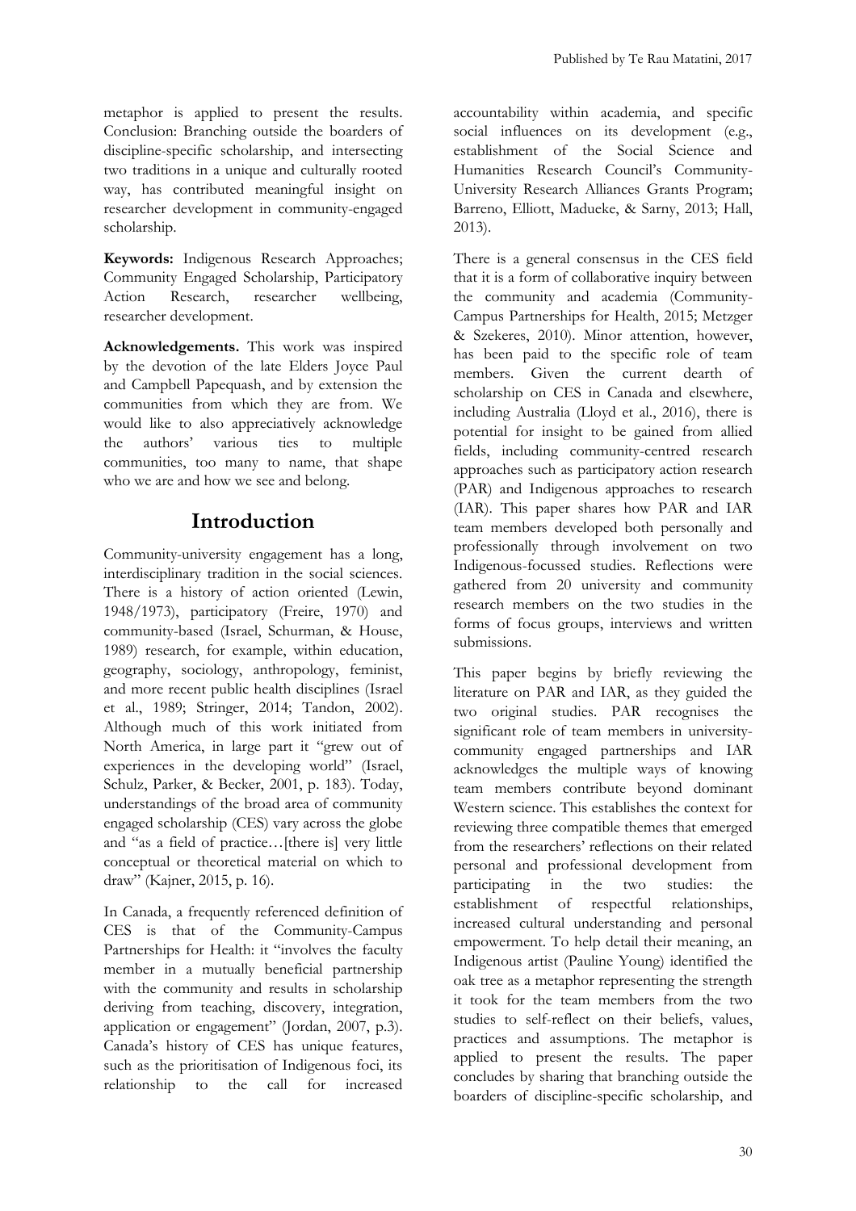metaphor is applied to present the results. Conclusion: Branching outside the boarders of discipline-specific scholarship, and intersecting two traditions in a unique and culturally rooted way, has contributed meaningful insight on researcher development in community-engaged scholarship.

**Keywords:** Indigenous Research Approaches; Community Engaged Scholarship, Participatory Action Research, researcher wellbeing, researcher development.

**Acknowledgements.** This work was inspired by the devotion of the late Elders Joyce Paul and Campbell Papequash, and by extension the communities from which they are from. We would like to also appreciatively acknowledge the authors' various ties to multiple communities, too many to name, that shape who we are and how we see and belong.

## Introduction

Community-university engagement has a long, interdisciplinary tradition in the social sciences. There is a history of action oriented (Lewin, 1948/1973), participatory (Freire, 1970) and community-based (Israel, Schurman, & House, 1989) research, for example, within education, geography, sociology, anthropology, feminist, and more recent public health disciplines (Israel et al., 1989; Stringer, 2014; Tandon, 2002). Although much of this work initiated from North America, in large part it "grew out of experiences in the developing world" (Israel, Schulz, Parker, & Becker, 2001, p. 183). Today, understandings of the broad area of community engaged scholarship (CES) vary across the globe and "as a field of practice…[there is] very little conceptual or theoretical material on which to draw" (Kajner, 2015, p. 16).

In Canada, a frequently referenced definition of CES is that of the Community-Campus Partnerships for Health: it "involves the faculty member in a mutually beneficial partnership with the community and results in scholarship deriving from teaching, discovery, integration, application or engagement" (Jordan, 2007, p.3). Canada's history of CES has unique features, such as the prioritisation of Indigenous foci, its relationship to the call for increased accountability within academia, and specific social influences on its development (e.g., establishment of the Social Science and Humanities Research Council's Community-University Research Alliances Grants Program; Barreno, Elliott, Madueke, & Sarny, 2013; Hall, 2013).

There is a general consensus in the CES field that it is a form of collaborative inquiry between the community and academia (Community-Campus Partnerships for Health, 2015; Metzger & Szekeres, 2010). Minor attention, however, has been paid to the specific role of team members. Given the current dearth of scholarship on CES in Canada and elsewhere, including Australia (Lloyd et al., 2016), there is potential for insight to be gained from allied fields, including community-centred research approaches such as participatory action research (PAR) and Indigenous approaches to research (IAR). This paper shares how PAR and IAR team members developed both personally and professionally through involvement on two Indigenous-focussed studies. Reflections were gathered from 20 university and community research members on the two studies in the forms of focus groups, interviews and written submissions.

This paper begins by briefly reviewing the literature on PAR and IAR, as they guided the two original studies. PAR recognises the significant role of team members in university-community engaged partnerships and IAR acknowledges the multiple ways of knowing team members contribute beyond dominant Western science. This establishes the context for reviewing three compatible themes that emerged from the researchers' reflections on their related personal and professional development from participating in the two studies: the establishment of respectful relationships, increased cultural understanding and personal empowerment. To help detail their meaning, an Indigenous artist (Pauline Young) identified the oak tree as a metaphor representing the strength it took for the team members from the two studies to self-reflect on their beliefs, values, practices and assumptions. The metaphor is applied to present the results. The paper concludes by sharing that branching outside the boarders of discipline-specific scholarship, and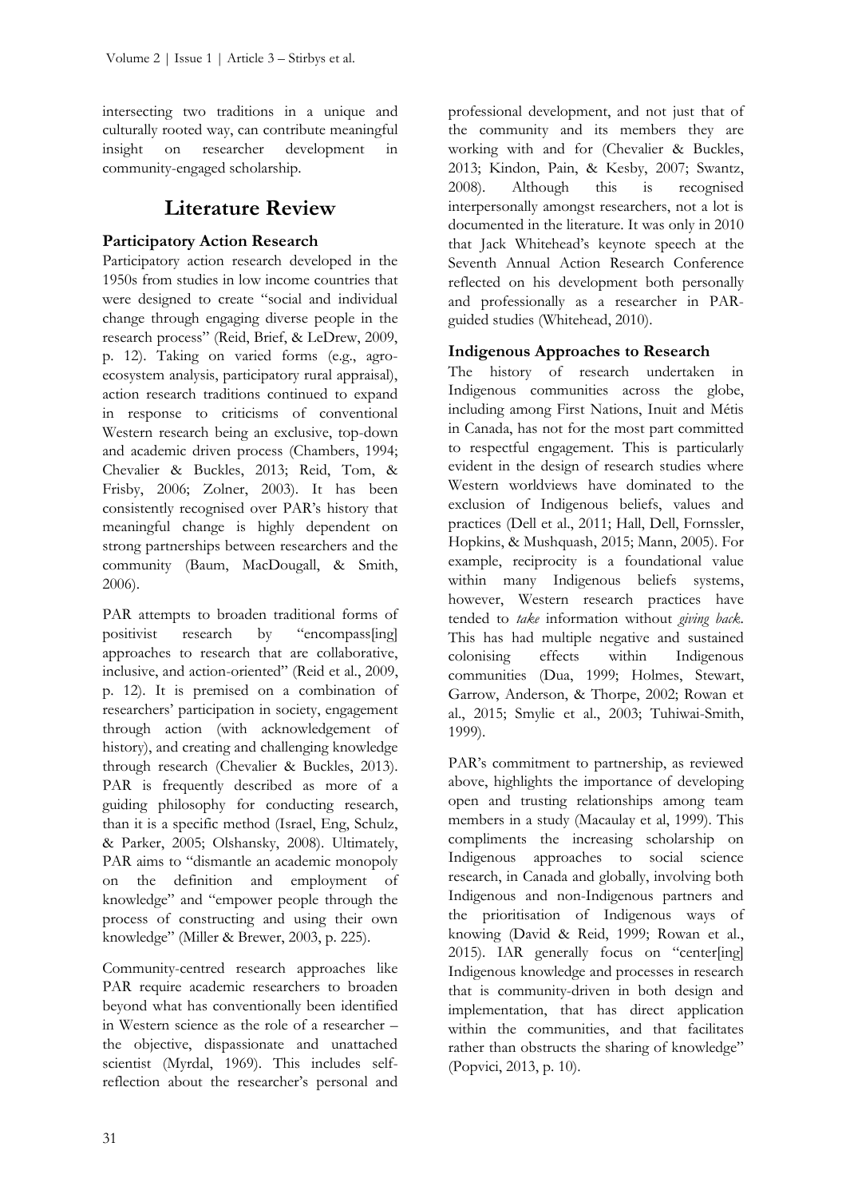intersecting two traditions in a unique and culturally rooted way, can contribute meaningful insight on researcher development in community-engaged scholarship.

## Literature Review

### Participatory Action Research

Participatory action research developed in the 1950s from studies in low income countries that were designed to create "social and individual change through engaging diverse people in the research process" (Reid, Brief, & LeDrew, 2009, p. 12). Taking on varied forms (e.g., agro-ecosystem analysis, participatory rural appraisal), action research traditions continued to expand in response to criticisms of conventional Western research being an exclusive, top-down and academic driven process (Chambers, 1994; Chevalier & Buckles, 2013; Reid, Tom, & Frisby, 2006; Zolner, 2003). It has been consistently recognised over PAR's history that meaningful change is highly dependent on strong partnerships between researchers and the community (Baum, MacDougall, & Smith, 2006).

PAR attempts to broaden traditional forms of positivist research by "encompass[ing] approaches to research that are collaborative, inclusive, and action-oriented" (Reid et al., 2009, p. 12). It is premised on a combination of researchers' participation in society, engagement through action (with acknowledgement of history), and creating and challenging knowledge through research (Chevalier & Buckles, 2013). PAR is frequently described as more of a guiding philosophy for conducting research, than it is a specific method (Israel, Eng, Schulz, & Parker, 2005; Olshansky, 2008). Ultimately, PAR aims to "dismantle an academic monopoly on the definition and employment of knowledge" and "empower people through the process of constructing and using their own knowledge" (Miller & Brewer, 2003, p. 225).

Community-centred research approaches like PAR require academic researchers to broaden beyond what has conventionally been identified in Western science as the role of a researcher – the objective, dispassionate and unattached scientist (Myrdal, 1969). This includes self-reflection about the researcher's personal and professional development, and not just that of the community and its members they are working with and for (Chevalier & Buckles, 2013; Kindon, Pain, & Kesby, 2007; Swantz, 2008). Although this is recognised interpersonally amongst researchers, not a lot is documented in the literature. It was only in 2010 that Jack Whitehead's keynote speech at the Seventh Annual Action Research Conference reflected on his development both personally and professionally as a researcher in PAR-guided studies (Whitehead, 2010).

### Indigenous Approaches to Research

The history of research undertaken in Indigenous communities across the globe, including among First Nations, Inuit and Métis in Canada, has not for the most part committed to respectful engagement. This is particularly evident in the design of research studies where Western worldviews have dominated to the exclusion of Indigenous beliefs, values and practices (Dell et al., 2011; Hall, Dell, Fornssler, Hopkins, & Mushquash, 2015; Mann, 2005). For example, reciprocity is a foundational value within many Indigenous beliefs systems, however, Western research practices have tended to *take* information without *giving back*. This has had multiple negative and sustained colonising effects within Indigenous communities (Dua, 1999; Holmes, Stewart, Garrow, Anderson, & Thorpe, 2002; Rowan et al., 2015; Smylie et al., 2003; Tuhiwai-Smith, 1999).

PAR's commitment to partnership, as reviewed above, highlights the importance of developing open and trusting relationships among team members in a study (Macaulay et al, 1999). This compliments the increasing scholarship on Indigenous approaches to social science research, in Canada and globally, involving both Indigenous and non-Indigenous partners and the prioritisation of Indigenous ways of knowing (David & Reid, 1999; Rowan et al., 2015). IAR generally focus on "center[ing] Indigenous knowledge and processes in research that is community-driven in both design and implementation, that has direct application within the communities, and that facilitates rather than obstructs the sharing of knowledge" (Popvici, 2013, p. 10).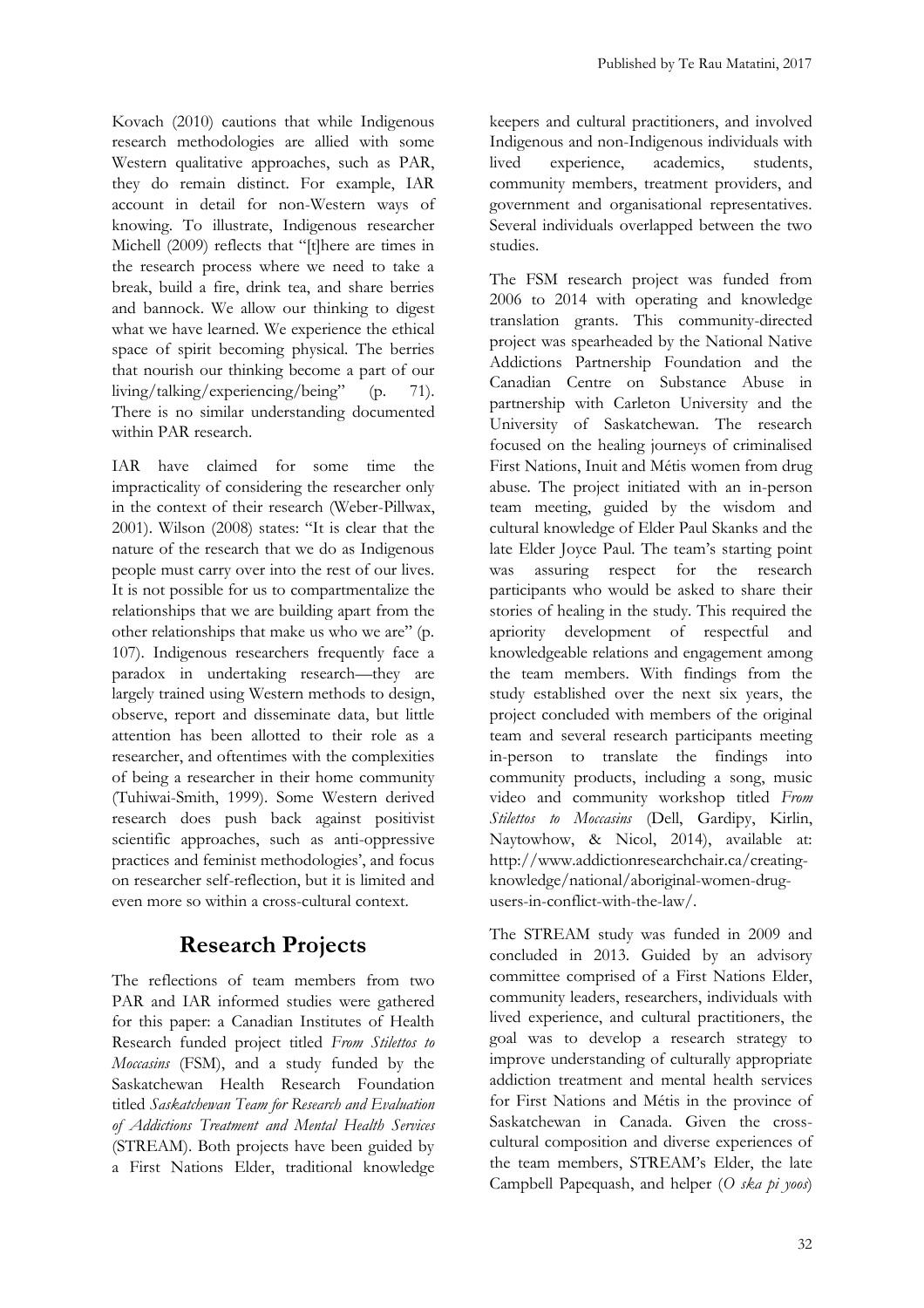Kovach (2010) cautions that while Indigenous research methodologies are allied with some Western qualitative approaches, such as PAR, they do remain distinct. For example, IAR account in detail for non-Western ways of knowing. To illustrate, Indigenous researcher Michell (2009) reflects that "[t]here are times in the research process where we need to take a break, build a fire, drink tea, and share berries and bannock. We allow our thinking to digest what we have learned. We experience the ethical space of spirit becoming physical. The berries that nourish our thinking become a part of our living/talking/experiencing/being" (p. 71). There is no similar understanding documented within PAR research.

IAR have claimed for some time the impracticality of considering the researcher only in the context of their research (Weber-Pillwax, 2001). Wilson (2008) states: "It is clear that the nature of the research that we do as Indigenous people must carry over into the rest of our lives. It is not possible for us to compartmentalize the relationships that we are building apart from the other relationships that make us who we are" (p. 107). Indigenous researchers frequently face a paradox in undertaking research—they are largely trained using Western methods to design, observe, report and disseminate data, but little attention has been allotted to their role as a researcher, and oftentimes with the complexities of being a researcher in their home community (Tuhiwai-Smith, 1999). Some Western derived research does push back against positivist scientific approaches, such as anti-oppressive practices and feminist methodologies', and focus on researcher self-reflection, but it is limited and even more so within a cross-cultural context.

## Research Projects

The reflections of team members from two PAR and IAR informed studies were gathered for this paper: a Canadian Institutes of Health Research funded project titled *From Stilettos to Moccasins* (FSM), and a study funded by the Saskatchewan Health Research Foundation titled *Saskatchewan Team for Research and Evaluation of Addictions Treatment and Mental Health Services* (STREAM). Both projects have been guided by a First Nations Elder, traditional knowledge keepers and cultural practitioners, and involved Indigenous and non-Indigenous individuals with lived experience, academics, students, community members, treatment providers, and government and organisational representatives. Several individuals overlapped between the two studies.

The FSM research project was funded from 2006 to 2014 with operating and knowledge translation grants. This community-directed project was spearheaded by the National Native Addictions Partnership Foundation and the Canadian Centre on Substance Abuse in partnership with Carleton University and the University of Saskatchewan. The research focused on the healing journeys of criminalised First Nations, Inuit and Métis women from drug abuse. The project initiated with an in-person team meeting, guided by the wisdom and cultural knowledge of Elder Paul Skanks and the late Elder Joyce Paul. The team's starting point was assuring respect for the research participants who would be asked to share their stories of healing in the study. This required the apriority development of respectful and knowledgeable relations and engagement among the team members. With findings from the study established over the next six years, the project concluded with members of the original team and several research participants meeting in-person to translate the findings into community products, including a song, music video and community workshop titled *From Stilettos to Moccasins* (Dell, Gardipy, Kirlin, Naytowhow, & Nicol, 2014), available at: http://www.addictionresearchchair.ca/creating-knowledge/national/aboriginal-women-drug-users-in-conflict-with-the-law/.

The STREAM study was funded in 2009 and concluded in 2013. Guided by an advisory committee comprised of a First Nations Elder, community leaders, researchers, individuals with lived experience, and cultural practitioners, the goal was to develop a research strategy to improve understanding of culturally appropriate addiction treatment and mental health services for First Nations and Métis in the province of Saskatchewan in Canada. Given the cross-cultural composition and diverse experiences of the team members, STREAM's Elder, the late Campbell Papequash, and helper (*O ska pi yoos*)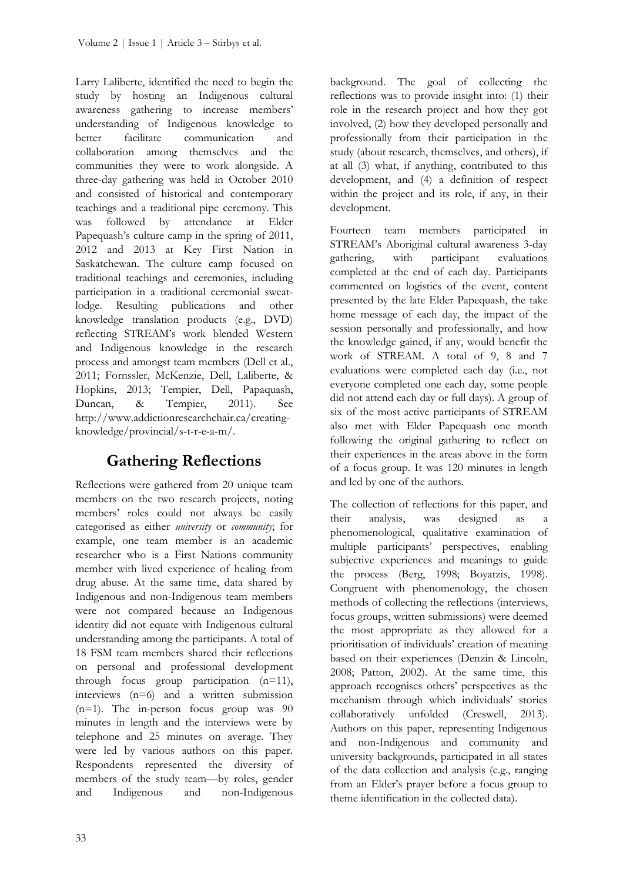Larry Laliberte, identified the need to begin the study by hosting an Indigenous cultural awareness gathering to increase members' understanding of Indigenous knowledge to better facilitate communication and collaboration among themselves and the communities they were to work alongside. A three-day gathering was held in October 2010 and consisted of historical and contemporary teachings and a traditional pipe ceremony. This was followed by attendance at Elder Papequash's culture camp in the spring of 2011, 2012 and 2013 at Key First Nation in Saskatchewan. The culture camp focused on traditional teachings and ceremonies, including participation in a traditional ceremonial sweat-lodge. Resulting publications and other knowledge translation products (e.g., DVD) reflecting STREAM's work blended Western and Indigenous knowledge in the research process and amongst team members (Dell et al., 2011; Fornssler, McKenzie, Dell, Laliberte, & Hopkins, 2013; Tempier, Dell, Papaquash, Duncan, & Tempier, 2011). See http://www.addictionresearchchair.ca/creating-knowledge/provincial/s-t-r-e-a-m/.

## Gathering Reflections

Reflections were gathered from 20 unique team members on the two research projects, noting members' roles could not always be easily categorised as either *university* or *community*; for example, one team member is an academic researcher who is a First Nations community member with lived experience of healing from drug abuse. At the same time, data shared by Indigenous and non-Indigenous team members were not compared because an Indigenous identity did not equate with Indigenous cultural understanding among the participants. A total of 18 FSM team members shared their reflections on personal and professional development through focus group participation (n=11), interviews (n=6) and a written submission (n=1). The in-person focus group was 90 minutes in length and the interviews were by telephone and 25 minutes on average. They were led by various authors on this paper. Respondents represented the diversity of members of the study team—by roles, gender and Indigenous and non-Indigenous background. The goal of collecting the reflections was to provide insight into: (1) their role in the research project and how they got involved, (2) how they developed personally and professionally from their participation in the study (about research, themselves, and others), if at all (3) what, if anything, contributed to this development, and (4) a definition of respect within the project and its role, if any, in their development.

Fourteen team members participated in STREAM's Aboriginal cultural awareness 3-day gathering, with participant evaluations completed at the end of each day. Participants commented on logistics of the event, content presented by the late Elder Papequash, the take home message of each day, the impact of the session personally and professionally, and how the knowledge gained, if any, would benefit the work of STREAM. A total of 9, 8 and 7 evaluations were completed each day (i.e., not everyone completed one each day, some people did not attend each day or full days). A group of six of the most active participants of STREAM also met with Elder Papequash one month following the original gathering to reflect on their experiences in the areas above in the form of a focus group. It was 120 minutes in length and led by one of the authors.

The collection of reflections for this paper, and their analysis, was designed as a phenomenological, qualitative examination of multiple participants' perspectives, enabling subjective experiences and meanings to guide the process (Berg, 1998; Boyatzis, 1998). Congruent with phenomenology, the chosen methods of collecting the reflections (interviews, focus groups, written submissions) were deemed the most appropriate as they allowed for a prioritisation of individuals' creation of meaning based on their experiences (Denzin & Lincoln, 2008; Patton, 2002). At the same time, this approach recognises others' perspectives as the mechanism through which individuals' stories collaboratively unfolded (Creswell, 2013). Authors on this paper, representing Indigenous and non-Indigenous and community and university backgrounds, participated in all states of the data collection and analysis (e.g., ranging from an Elder's prayer before a focus group to theme identification in the collected data).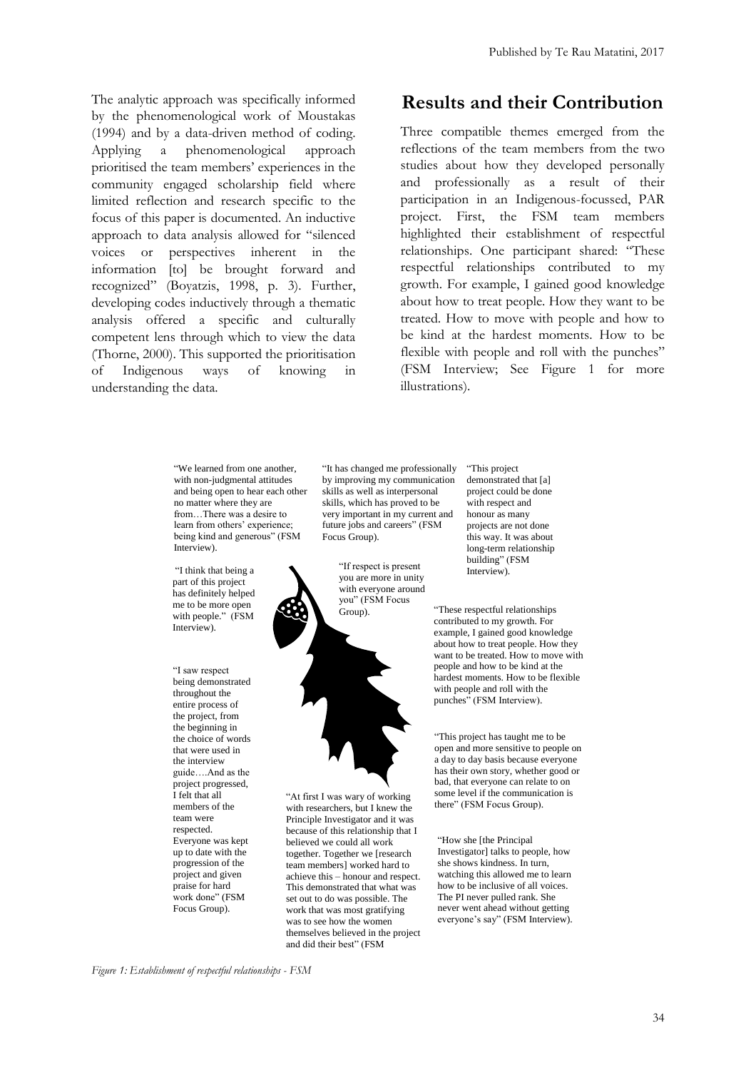The analytic approach was specifically informed by the phenomenological work of Moustakas (1994) and by a data-driven method of coding. Applying a phenomenological approach prioritised the team members' experiences in the community engaged scholarship field where limited reflection and research specific to the focus of this paper is documented. An inductive approach to data analysis allowed for "silenced voices or perspectives inherent in the information [to] be brought forward and recognized" (Boyatzis, 1998, p. 3). Further, developing codes inductively through a thematic analysis offered a specific and culturally competent lens through which to view the data (Thorne, 2000). This supported the prioritisation of Indigenous ways of knowing in understanding the data.

## Results and their Contribution

Three compatible themes emerged from the reflections of the team members from the two studies about how they developed personally and professionally as a result of their participation in an Indigenous-focussed, PAR project. First, the FSM team members highlighted their establishment of respectful relationships. One participant shared: "These respectful relationships contributed to my growth. For example, I gained good knowledge about how to treat people. How they want to be treated. How to move with people and how to be kind at the hardest moments. How to be flexible with people and roll with the punches" (FSM Interview; See Figure 1 for more illustrations).

"We learned from one another, with non-judgmental attitudes and being open to hear each other no matter where they are from…There was a desire to learn from others' experience; being kind and generous" (FSM Interview).

"It has changed me professionally by improving my communication skills as well as interpersonal skills, which has proved to be very important in my current and future jobs and careers" (FSM Focus Group).

"This project demonstrated that [a] project could be done with respect and honour as many projects are not done this way. It was about long-term relationship building" (FSM Interview).

"I think that being a part of this project has definitely helped me to be more open with people." (FSM Interview).

"If respect is present you are more in unity with everyone around you" (FSM Focus Group).

"These respectful relationships contributed to my growth. For example, I gained good knowledge about how to treat people. How they want to be treated. How to move with people and how to be kind at the hardest moments. How to be flexible with people and roll with the punches" (FSM Interview).

"I saw respect being demonstrated throughout the entire process of the project, from the beginning in the choice of words that were used in the interview guide….And as the project progressed, I felt that all members of the team were respected. Everyone was kept up to date with the progression of the project and given praise for hard work done" (FSM Focus Group).

"This project has taught me to be open and more sensitive to people on a day to day basis because everyone has their own story, whether good or bad, that everyone can relate to on some level if the communication is there" (FSM Focus Group).

"At first I was wary of working with researchers, but I knew the Principle Investigator and it was because of this relationship that I believed we could all work together. Together we [research team members] worked hard to achieve this – honour and respect. This demonstrated that what was set out to do was possible. The work that was most gratifying was to see how the women themselves believed in the project and did their best" (FSM

"How she [the Principal Investigator] talks to people, how she shows kindness. In turn, watching this allowed me to learn how to be inclusive of all voices. The PI never pulled rank. She never went ahead without getting everyone's say" (FSM Interview).

*Figure 1: Establishment of respectful relationships - FSM*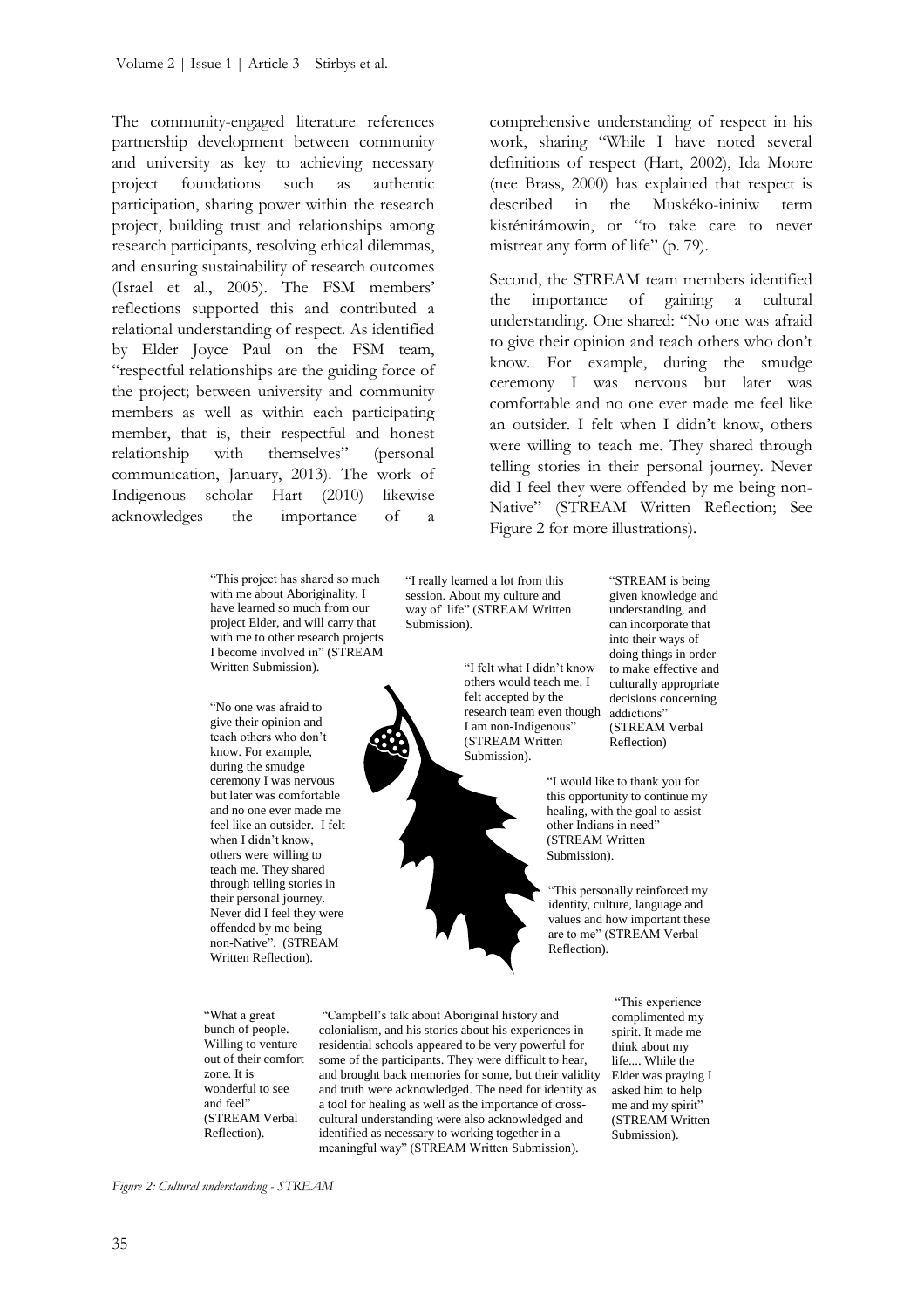The community-engaged literature references partnership development between community and university as key to achieving necessary project foundations such as authentic participation, sharing power within the research project, building trust and relationships among research participants, resolving ethical dilemmas, and ensuring sustainability of research outcomes (Israel et al., 2005). The FSM members' reflections supported this and contributed a relational understanding of respect. As identified by Elder Joyce Paul on the FSM team, "respectful relationships are the guiding force of the project; between university and community members as well as within each participating member, that is, their respectful and honest relationship with themselves" (personal communication, January, 2013). The work of Indigenous scholar Hart (2010) likewise acknowledges the importance of a comprehensive understanding of respect in his work, sharing "While I have noted several definitions of respect (Hart, 2002), Ida Moore (nee Brass, 2000) has explained that respect is described in the Muskéko-ininiw term kisténitámowin, or "to take care to never mistreat any form of life" (p. 79).

Second, the STREAM team members identified the importance of gaining a cultural understanding. One shared: "No one was afraid to give their opinion and teach others who don't know. For example, during the smudge ceremony I was nervous but later was comfortable and no one ever made me feel like an outsider. I felt when I didn't know, others were willing to teach me. They shared through telling stories in their personal journey. Never did I feel they were offended by me being non-Native" (STREAM Written Reflection; See Figure 2 for more illustrations).

"This project has shared so much with me about Aboriginality. I have learned so much from our project Elder, and will carry that with me to other research projects I become involved in" (STREAM Written Submission).

"I really learned a lot from this session. About my culture and way of life" (STREAM Written Submission).

"STREAM is being given knowledge and understanding, and can incorporate that into their ways of doing things in order to make effective and culturally appropriate decisions concerning addictions" (STREAM Verbal Reflection)

"No one was afraid to give their opinion and teach others who don't know. For example, during the smudge ceremony I was nervous but later was comfortable and no one ever made me feel like an outsider. I felt when I didn't know, others were willing to teach me. They shared through telling stories in their personal journey. Never did I feel they were offended by me being non-Native". (STREAM Written Reflection).

"I felt what I didn't know others would teach me. I felt accepted by the research team even though I am non-Indigenous" (STREAM Written Submission).

"I would like to thank you for this opportunity to continue my healing, with the goal to assist other Indians in need" (STREAM Written Submission).

"This personally reinforced my identity, culture, language and values and how important these are to me" (STREAM Verbal Reflection).

"What a great bunch of people. Willing to venture out of their comfort zone. It is wonderful to see and feel" (STREAM Verbal Reflection).

"Campbell's talk about Aboriginal history and colonialism, and his stories about his experiences in residential schools appeared to be very powerful for some of the participants. They were difficult to hear, and brought back memories for some, but their validity and truth were acknowledged. The need for identity as a tool for healing as well as the importance of cross-cultural understanding were also acknowledged and identified as necessary to working together in a meaningful way" (STREAM Written Submission).

"This experience complimented my spirit. It made me think about my life.... While the Elder was praying I asked him to help me and my spirit" (STREAM Written Submission).

*Figure 2: Cultural understanding - STREAM*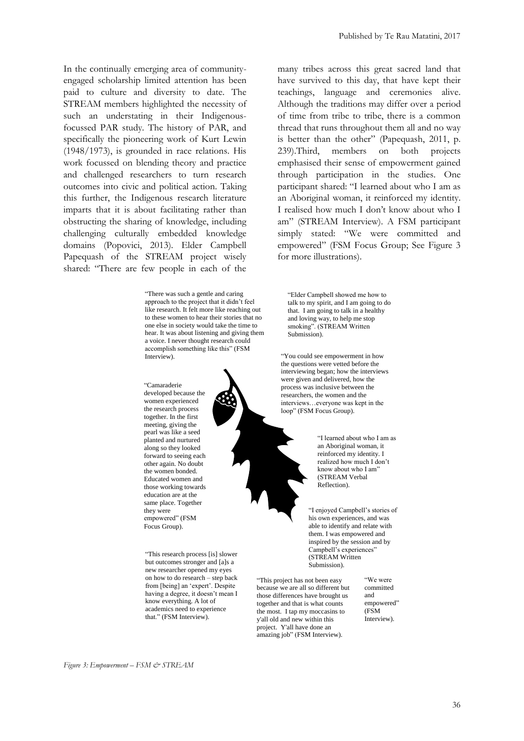In the continually emerging area of community-engaged scholarship limited attention has been paid to culture and diversity to date. The STREAM members highlighted the necessity of such an understating in their Indigenous-focussed PAR study. The history of PAR, and specifically the pioneering work of Kurt Lewin (1948/1973), is grounded in race relations. His work focussed on blending theory and practice and challenged researchers to turn research outcomes into civic and political action. Taking this further, the Indigenous research literature imparts that it is about facilitating rather than obstructing the sharing of knowledge, including challenging culturally embedded knowledge domains (Popovici, 2013). Elder Campbell Papequash of the STREAM project wisely shared: "There are few people in each of the many tribes across this great sacred land that have survived to this day, that have kept their teachings, language and ceremonies alive. Although the traditions may differ over a period of time from tribe to tribe, there is a common thread that runs throughout them all and no way is better than the other" (Papequash, 2011, p. 239).Third, members on both projects emphasised their sense of empowerment gained through participation in the studies. One participant shared: "I learned about who I am as an Aboriginal woman, it reinforced my identity. I realised how much I don't know about who I am" (STREAM Interview). A FSM participant simply stated: "We were committed and empowered" (FSM Focus Group; See Figure 3 for more illustrations).

"There was such a gentle and caring approach to the project that it didn't feel like research. It felt more like reaching out to these women to hear their stories that no one else in society would take the time to hear. It was about listening and giving them a voice. I never thought research could accomplish something like this" (FSM Interview).

"Elder Campbell showed me how to talk to my spirit, and I am going to do that. I am going to talk in a healthy and loving way, to help me stop smoking". (STREAM Written Submission).

"You could see empowerment in how the questions were vetted before the interviewing began; how the interviews were given and delivered, how the process was inclusive between the researchers, the women and the interviews…everyone was kept in the loop" (FSM Focus Group).

"Camaraderie developed because the women experienced the research process together. In the first meeting, giving the pearl was like a seed planted and nurtured along so they looked forward to seeing each other again. No doubt the women bonded. Educated women and those working towards education are at the same place. Together they were empowered" (FSM Focus Group).

"I learned about who I am as an Aboriginal woman, it reinforced my identity. I realized how much I don't know about who I am" (STREAM Verbal Reflection).

"I enjoyed Campbell's stories of his own experiences, and was able to identify and relate with them. I was empowered and inspired by the session and by Campbell's experiences" (STREAM Written Submission).

"This research process [is] slower but outcomes stronger and [a]s a new researcher opened my eyes on how to do research – step back from [being] an 'expert'. Despite having a degree, it doesn't mean I know everything. A lot of academics need to experience that." (FSM Interview).

"This project has not been easy because we are all so different but those differences have brought us together and that is what counts the most. I tap my moccasins to y'all old and new within this project. Y'all have done an amazing job" (FSM Interview).

"We were committed and empowered" (FSM Interview).

*Figure 3: Empowerment – FSM & STREAM*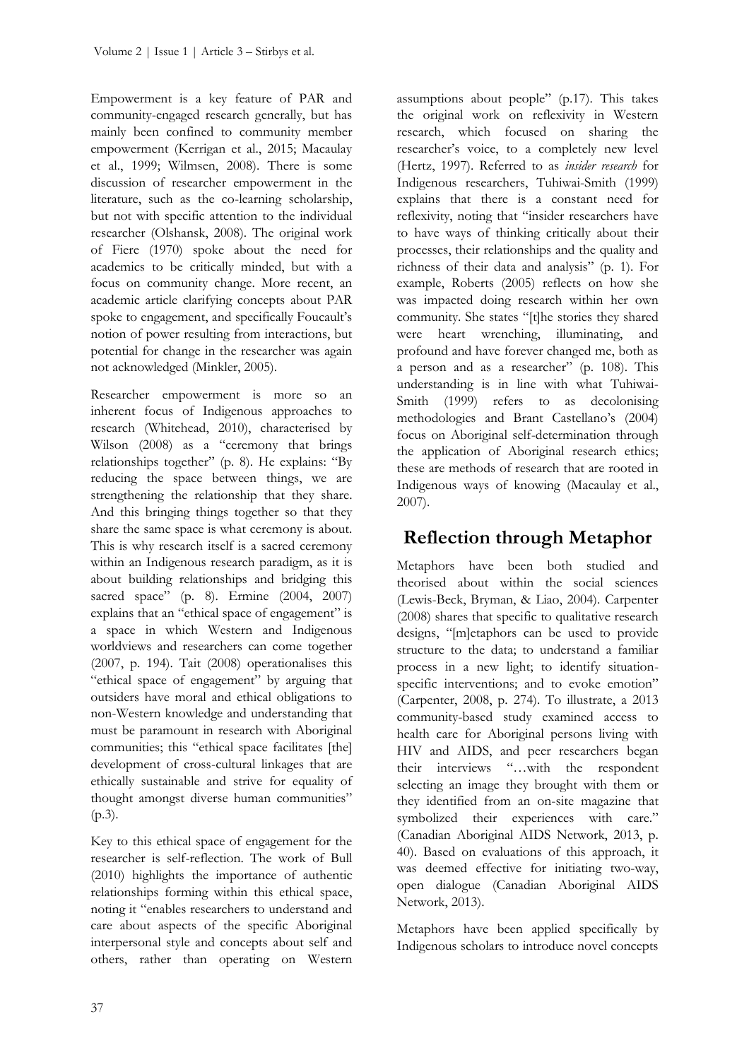Empowerment is a key feature of PAR and community-engaged research generally, but has mainly been confined to community member empowerment (Kerrigan et al., 2015; Macaulay et al., 1999; Wilmsen, 2008). There is some discussion of researcher empowerment in the literature, such as the co-learning scholarship, but not with specific attention to the individual researcher (Olshansk, 2008). The original work of Fiere (1970) spoke about the need for academics to be critically minded, but with a focus on community change. More recent, an academic article clarifying concepts about PAR spoke to engagement, and specifically Foucault's notion of power resulting from interactions, but potential for change in the researcher was again not acknowledged (Minkler, 2005).

Researcher empowerment is more so an inherent focus of Indigenous approaches to research (Whitehead, 2010), characterised by Wilson (2008) as a "ceremony that brings relationships together" (p. 8). He explains: "By reducing the space between things, we are strengthening the relationship that they share. And this bringing things together so that they share the same space is what ceremony is about. This is why research itself is a sacred ceremony within an Indigenous research paradigm, as it is about building relationships and bridging this sacred space" (p. 8). Ermine (2004, 2007) explains that an "ethical space of engagement" is a space in which Western and Indigenous worldviews and researchers can come together (2007, p. 194). Tait (2008) operationalises this "ethical space of engagement" by arguing that outsiders have moral and ethical obligations to non-Western knowledge and understanding that must be paramount in research with Aboriginal communities; this "ethical space facilitates [the] development of cross-cultural linkages that are ethically sustainable and strive for equality of thought amongst diverse human communities" (p.3).

Key to this ethical space of engagement for the researcher is self-reflection. The work of Bull (2010) highlights the importance of authentic relationships forming within this ethical space, noting it "enables researchers to understand and care about aspects of the specific Aboriginal interpersonal style and concepts about self and others, rather than operating on Western assumptions about people" (p.17). This takes the original work on reflexivity in Western research, which focused on sharing the researcher's voice, to a completely new level (Hertz, 1997). Referred to as *insider research* for Indigenous researchers, Tuhiwai-Smith (1999) explains that there is a constant need for reflexivity, noting that "insider researchers have to have ways of thinking critically about their processes, their relationships and the quality and richness of their data and analysis" (p. 1). For example, Roberts (2005) reflects on how she was impacted doing research within her own community. She states "[t]he stories they shared were heart wrenching, illuminating, and profound and have forever changed me, both as a person and as a researcher" (p. 108). This understanding is in line with what Tuhiwai-Smith (1999) refers to as decolonising methodologies and Brant Castellano's (2004) focus on Aboriginal self-determination through the application of Aboriginal research ethics; these are methods of research that are rooted in Indigenous ways of knowing (Macaulay et al., 2007).

## Reflection through Metaphor

Metaphors have been both studied and theorised about within the social sciences (Lewis-Beck, Bryman, & Liao, 2004). Carpenter (2008) shares that specific to qualitative research designs, "[m]etaphors can be used to provide structure to the data; to understand a familiar process in a new light; to identify situation-specific interventions; and to evoke emotion" (Carpenter, 2008, p. 274). To illustrate, a 2013 community-based study examined access to health care for Aboriginal persons living with HIV and AIDS, and peer researchers began their interviews "…with the respondent selecting an image they brought with them or they identified from an on-site magazine that symbolized their experiences with care." (Canadian Aboriginal AIDS Network, 2013, p. 40). Based on evaluations of this approach, it was deemed effective for initiating two-way, open dialogue (Canadian Aboriginal AIDS Network, 2013).

Metaphors have been applied specifically by Indigenous scholars to introduce novel concepts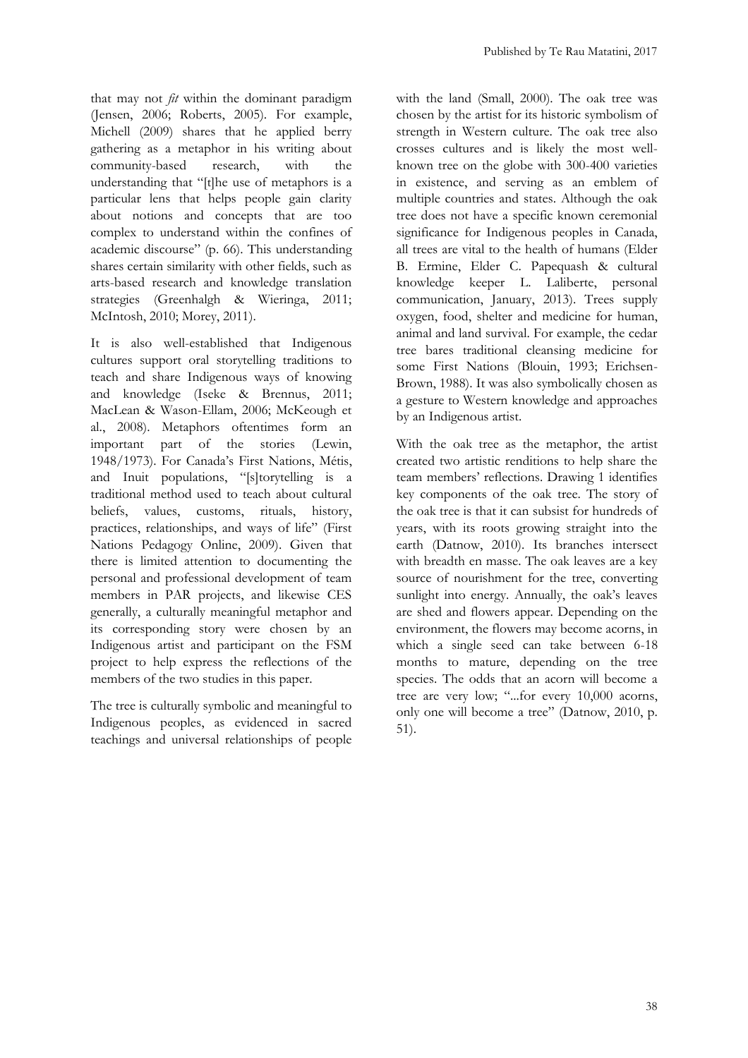that may not *fit* within the dominant paradigm (Jensen, 2006; Roberts, 2005). For example, Michell (2009) shares that he applied berry gathering as a metaphor in his writing about community-based research, with the understanding that "[t]he use of metaphors is a particular lens that helps people gain clarity about notions and concepts that are too complex to understand within the confines of academic discourse" (p. 66). This understanding shares certain similarity with other fields, such as arts-based research and knowledge translation strategies (Greenhalgh & Wieringa, 2011; McIntosh, 2010; Morey, 2011).

It is also well-established that Indigenous cultures support oral storytelling traditions to teach and share Indigenous ways of knowing and knowledge (Iseke & Brennus, 2011; MacLean & Wason-Ellam, 2006; McKeough et al., 2008). Metaphors oftentimes form an important part of the stories (Lewin, 1948/1973). For Canada's First Nations, Métis, and Inuit populations, "[s]torytelling is a traditional method used to teach about cultural beliefs, values, customs, rituals, history, practices, relationships, and ways of life" (First Nations Pedagogy Online, 2009). Given that there is limited attention to documenting the personal and professional development of team members in PAR projects, and likewise CES generally, a culturally meaningful metaphor and its corresponding story were chosen by an Indigenous artist and participant on the FSM project to help express the reflections of the members of the two studies in this paper.

The tree is culturally symbolic and meaningful to Indigenous peoples, as evidenced in sacred teachings and universal relationships of people with the land (Small, 2000). The oak tree was chosen by the artist for its historic symbolism of strength in Western culture. The oak tree also crosses cultures and is likely the most well-known tree on the globe with 300-400 varieties in existence, and serving as an emblem of multiple countries and states. Although the oak tree does not have a specific known ceremonial significance for Indigenous peoples in Canada, all trees are vital to the health of humans (Elder B. Ermine, Elder C. Papequash & cultural knowledge keeper L. Laliberte, personal communication, January, 2013). Trees supply oxygen, food, shelter and medicine for human, animal and land survival. For example, the cedar tree bares traditional cleansing medicine for some First Nations (Blouin, 1993; Erichsen-Brown, 1988). It was also symbolically chosen as a gesture to Western knowledge and approaches by an Indigenous artist.

With the oak tree as the metaphor, the artist created two artistic renditions to help share the team members' reflections. Drawing 1 identifies key components of the oak tree. The story of the oak tree is that it can subsist for hundreds of years, with its roots growing straight into the earth (Datnow, 2010). Its branches intersect with breadth en masse. The oak leaves are a key source of nourishment for the tree, converting sunlight into energy. Annually, the oak's leaves are shed and flowers appear. Depending on the environment, the flowers may become acorns, in which a single seed can take between 6-18 months to mature, depending on the tree species. The odds that an acorn will become a tree are very low; "...for every 10,000 acorns, only one will become a tree" (Datnow, 2010, p. 51).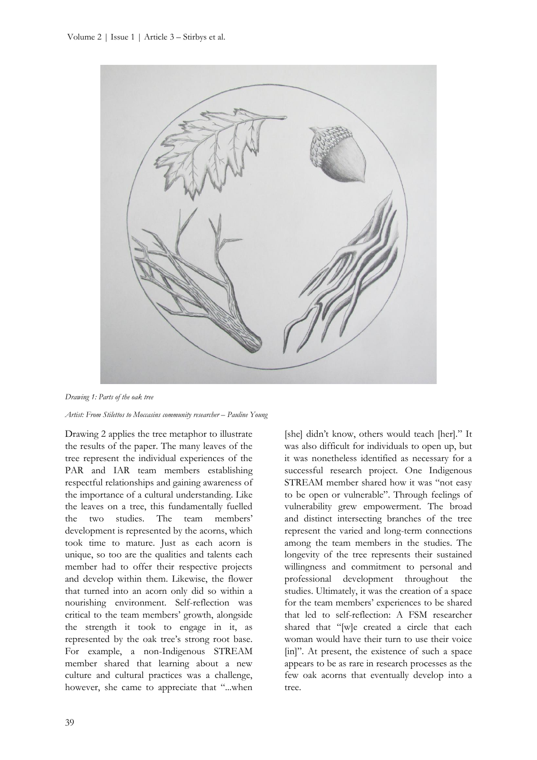*Drawing 1: Parts of the oak tree*

*Artist: From Stilettos to Moccasins community researcher – Pauline Young*

Drawing 2 applies the tree metaphor to illustrate the results of the paper. The many leaves of the tree represent the individual experiences of the PAR and IAR team members establishing respectful relationships and gaining awareness of the importance of a cultural understanding. Like the leaves on a tree, this fundamentally fuelled the two studies. The team members' development is represented by the acorns, which took time to mature. Just as each acorn is unique, so too are the qualities and talents each member had to offer their respective projects and develop within them. Likewise, the flower that turned into an acorn only did so within a nourishing environment. Self-reflection was critical to the team members' growth, alongside the strength it took to engage in it, as represented by the oak tree's strong root base. For example, a non-Indigenous STREAM member shared that learning about a new culture and cultural practices was a challenge, however, she came to appreciate that "...when [she] didn't know, others would teach [her]." It was also difficult for individuals to open up, but it was nonetheless identified as necessary for a successful research project. One Indigenous STREAM member shared how it was "not easy to be open or vulnerable". Through feelings of vulnerability grew empowerment. The broad and distinct intersecting branches of the tree represent the varied and long-term connections among the team members in the studies. The longevity of the tree represents their sustained willingness and commitment to personal and professional development throughout the studies. Ultimately, it was the creation of a space for the team members' experiences to be shared that led to self-reflection: A FSM researcher shared that "[w]e created a circle that each woman would have their turn to use their voice [in]". At present, the existence of such a space appears to be as rare in research processes as the few oak acorns that eventually develop into a tree.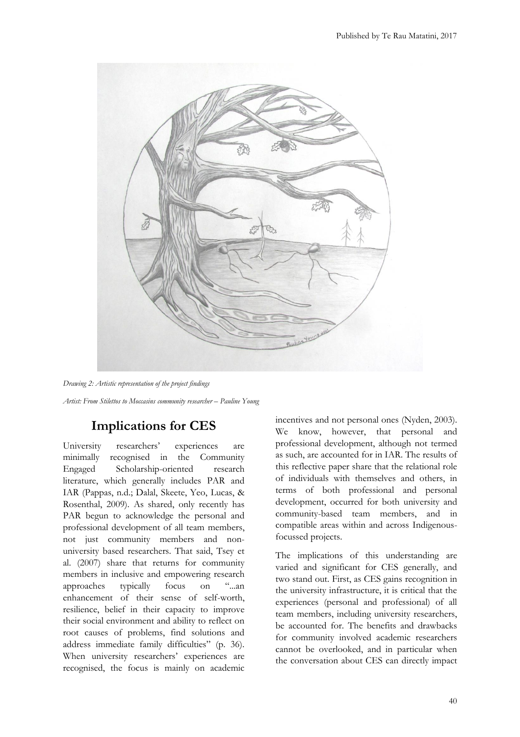*Drawing 2: Artistic representation of the project findings*

*Artist: From Stilettos to Moccasins community researcher – Pauline Young*

## Implications for CES

University researchers' experiences are minimally recognised in the Community Engaged Scholarship-oriented research literature, which generally includes PAR and IAR (Pappas, n.d.; Dalal, Skeete, Yeo, Lucas, & Rosenthal, 2009). As shared, only recently has PAR begun to acknowledge the personal and professional development of all team members, not just community members and non-university based researchers. That said, Tsey et al. (2007) share that returns for community members in inclusive and empowering research approaches typically focus on "...an enhancement of their sense of self-worth, resilience, belief in their capacity to improve their social environment and ability to reflect on root causes of problems, find solutions and address immediate family difficulties" (p. 36). When university researchers' experiences are recognised, the focus is mainly on academic incentives and not personal ones (Nyden, 2003). We know, however, that personal and professional development, although not termed as such, are accounted for in IAR. The results of this reflective paper share that the relational role of individuals with themselves and others, in terms of both professional and personal development, occurred for both university and community-based team members, and in compatible areas within and across Indigenous-focussed projects.

The implications of this understanding are varied and significant for CES generally, and two stand out. First, as CES gains recognition in the university infrastructure, it is critical that the experiences (personal and professional) of all team members, including university researchers, be accounted for. The benefits and drawbacks for community involved academic researchers cannot be overlooked, and in particular when the conversation about CES can directly impact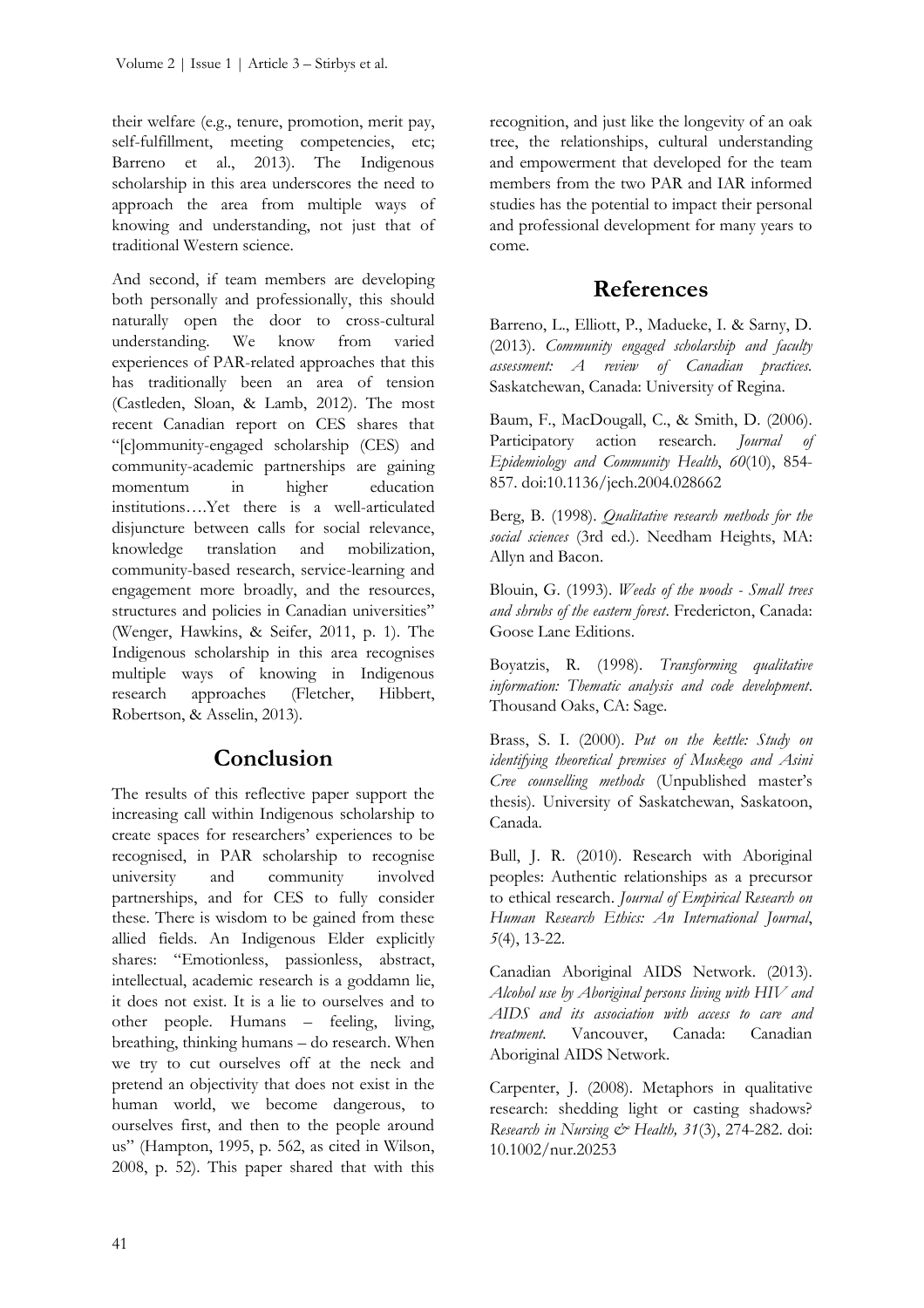their welfare (e.g., tenure, promotion, merit pay, self-fulfillment, meeting competencies, etc; Barreno et al., 2013). The Indigenous scholarship in this area underscores the need to approach the area from multiple ways of knowing and understanding, not just that of traditional Western science.

And second, if team members are developing both personally and professionally, this should naturally open the door to cross-cultural understanding. We know from varied experiences of PAR-related approaches that this has traditionally been an area of tension (Castleden, Sloan, & Lamb, 2012). The most recent Canadian report on CES shares that "[c]ommunity-engaged scholarship (CES) and community-academic partnerships are gaining momentum in higher education institutions….Yet there is a well-articulated disjuncture between calls for social relevance, knowledge translation and mobilization, community-based research, service-learning and engagement more broadly, and the resources, structures and policies in Canadian universities" (Wenger, Hawkins, & Seifer, 2011, p. 1). The Indigenous scholarship in this area recognises multiple ways of knowing in Indigenous research approaches (Fletcher, Hibbert, Robertson, & Asselin, 2013).

## Conclusion

The results of this reflective paper support the increasing call within Indigenous scholarship to create spaces for researchers' experiences to be recognised, in PAR scholarship to recognise university and community involved partnerships, and for CES to fully consider these. There is wisdom to be gained from these allied fields. An Indigenous Elder explicitly shares: "Emotionless, passionless, abstract, intellectual, academic research is a goddamn lie, it does not exist. It is a lie to ourselves and to other people. Humans – feeling, living, breathing, thinking humans – do research. When we try to cut ourselves off at the neck and pretend an objectivity that does not exist in the human world, we become dangerous, to ourselves first, and then to the people around us" (Hampton, 1995, p. 562, as cited in Wilson, 2008, p. 52). This paper shared that with this recognition, and just like the longevity of an oak tree, the relationships, cultural understanding and empowerment that developed for the team members from the two PAR and IAR informed studies has the potential to impact their personal and professional development for many years to come.

## References

Barreno, L., Elliott, P., Madueke, I. & Sarny, D. (2013). *Community engaged scholarship and faculty assessment: A review of Canadian practices.* Saskatchewan, Canada: University of Regina.

Baum, F., MacDougall, C., & Smith, D. (2006). Participatory action research. *Journal of Epidemiology and Community Health*, *60*(10), 854-857. doi:10.1136/jech.2004.028662

Berg, B. (1998). *Qualitative research methods for the social sciences* (3rd ed.). Needham Heights, MA: Allyn and Bacon.

Blouin, G. (1993). *Weeds of the woods - Small trees and shrubs of the eastern forest*. Fredericton, Canada: Goose Lane Editions.

Boyatzis, R. (1998). *Transforming qualitative information: Thematic analysis and code development*. Thousand Oaks, CA: Sage.

Brass, S. I. (2000). *Put on the kettle: Study on identifying theoretical premises of Muskego and Asini Cree counselling methods* (Unpublished master's thesis). University of Saskatchewan, Saskatoon, Canada.

Bull, J. R. (2010). Research with Aboriginal peoples: Authentic relationships as a precursor to ethical research. *Journal of Empirical Research on Human Research Ethics: An International Journal*, *5*(4), 13-22.

Canadian Aboriginal AIDS Network. (2013). *Alcohol use by Aboriginal persons living with HIV and AIDS and its association with access to care and treatment.* Vancouver, Canada: Canadian Aboriginal AIDS Network.

Carpenter, J. (2008). Metaphors in qualitative research: shedding light or casting shadows? *Research in Nursing & Health, 31*(3), 274-282. doi: 10.1002/nur.20253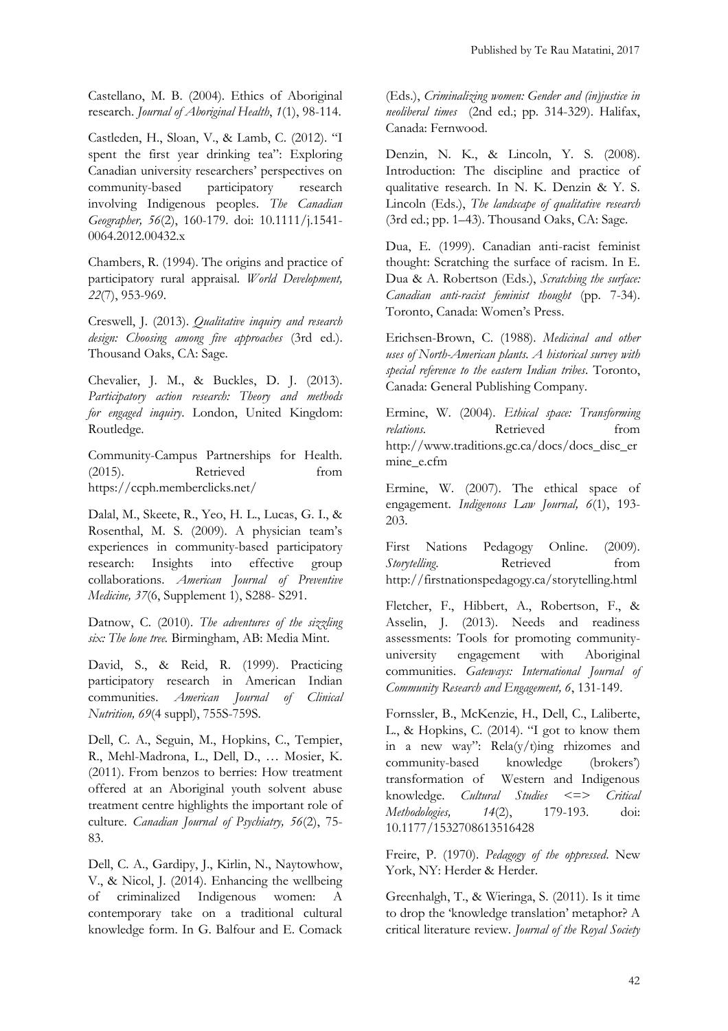Castellano, M. B. (2004). Ethics of Aboriginal research. *Journal of Aboriginal Health*, *1*(1), 98-114.

Castleden, H., Sloan, V., & Lamb, C. (2012). "I spent the first year drinking tea": Exploring Canadian university researchers' perspectives on community-based participatory research involving Indigenous peoples. *The Canadian Geographer, 56*(2), 160-179. doi: 10.1111/j.1541-0064.2012.00432.x

Chambers, R. (1994). The origins and practice of participatory rural appraisal. *World Development, 22*(7), 953-969.

Creswell, J. (2013). *Qualitative inquiry and research design: Choosing among five approaches* (3rd ed.). Thousand Oaks, CA: Sage.

Chevalier, J. M., & Buckles, D. J. (2013). *Participatory action research: Theory and methods for engaged inquiry*. London, United Kingdom: Routledge.

Community-Campus Partnerships for Health. (2015). Retrieved from https://ccph.memberclicks.net/

Dalal, M., Skeete, R., Yeo, H. L., Lucas, G. I., & Rosenthal, M. S. (2009). A physician team's experiences in community-based participatory research: Insights into effective group collaborations. *American Journal of Preventive Medicine, 37*(6, Supplement 1), S288- S291.

Datnow, C. (2010). *The adventures of the sizzling six: The lone tree.* Birmingham, AB: Media Mint.

David, S., & Reid, R. (1999). Practicing participatory research in American Indian communities. *American Journal of Clinical Nutrition, 69*(4 suppl), 755S-759S.

Dell, C. A., Seguin, M., Hopkins, C., Tempier, R., Mehl-Madrona, L., Dell, D., … Mosier, K. (2011). From benzos to berries: How treatment offered at an Aboriginal youth solvent abuse treatment centre highlights the important role of culture. *Canadian Journal of Psychiatry, 56*(2), 75-83.

Dell, C. A., Gardipy, J., Kirlin, N., Naytowhow, V., & Nicol, J. (2014). Enhancing the wellbeing of criminalized Indigenous women: A contemporary take on a traditional cultural knowledge form. In G. Balfour and E. Comack (Eds.), *Criminalizing women: Gender and (in)justice in neoliberal times* (2nd ed.; pp. 314-329). Halifax, Canada: Fernwood.

Denzin, N. K., & Lincoln, Y. S. (2008). Introduction: The discipline and practice of qualitative research. In N. K. Denzin & Y. S. Lincoln (Eds.), *The landscape of qualitative research* (3rd ed.; pp. 1–43). Thousand Oaks, CA: Sage.

Dua, E. (1999). Canadian anti-racist feminist thought: Scratching the surface of racism. In E. Dua & A. Robertson (Eds.), *Scratching the surface: Canadian anti-racist feminist thought* (pp. 7-34). Toronto, Canada: Women's Press.

Erichsen-Brown, C. (1988). *Medicinal and other uses of North-American plants. A historical survey with special reference to the eastern Indian tribes*. Toronto, Canada: General Publishing Company.

Ermine, W. (2004). *Ethical space: Transforming relations.* Retrieved from http://www.traditions.gc.ca/docs/docs_disc_ermine_e.cfm

Ermine, W. (2007). The ethical space of engagement. *Indigenous Law Journal, 6*(1), 193-203.

First Nations Pedagogy Online. (2009). *Storytelling.* Retrieved from http://firstnationspedagogy.ca/storytelling.html

Fletcher, F., Hibbert, A., Robertson, F., & Asselin, J. (2013). Needs and readiness assessments: Tools for promoting community-university engagement with Aboriginal communities. *Gateways: International Journal of Community Research and Engagement, 6*, 131-149.

Fornssler, B., McKenzie, H., Dell, C., Laliberte, L., & Hopkins, C. (2014). "I got to know them in a new way": Rela(y/t)ing rhizomes and community-based knowledge (brokers') transformation of Western and Indigenous knowledge. *Cultural Studies <=> Critical Methodologies, 14*(2), 179-193. doi: 10.1177/1532708613516428

Freire, P. (1970). *Pedagogy of the oppressed*. New York, NY: Herder & Herder.

Greenhalgh, T., & Wieringa, S. (2011). Is it time to drop the 'knowledge translation' metaphor? A critical literature review. *Journal of the Royal Society*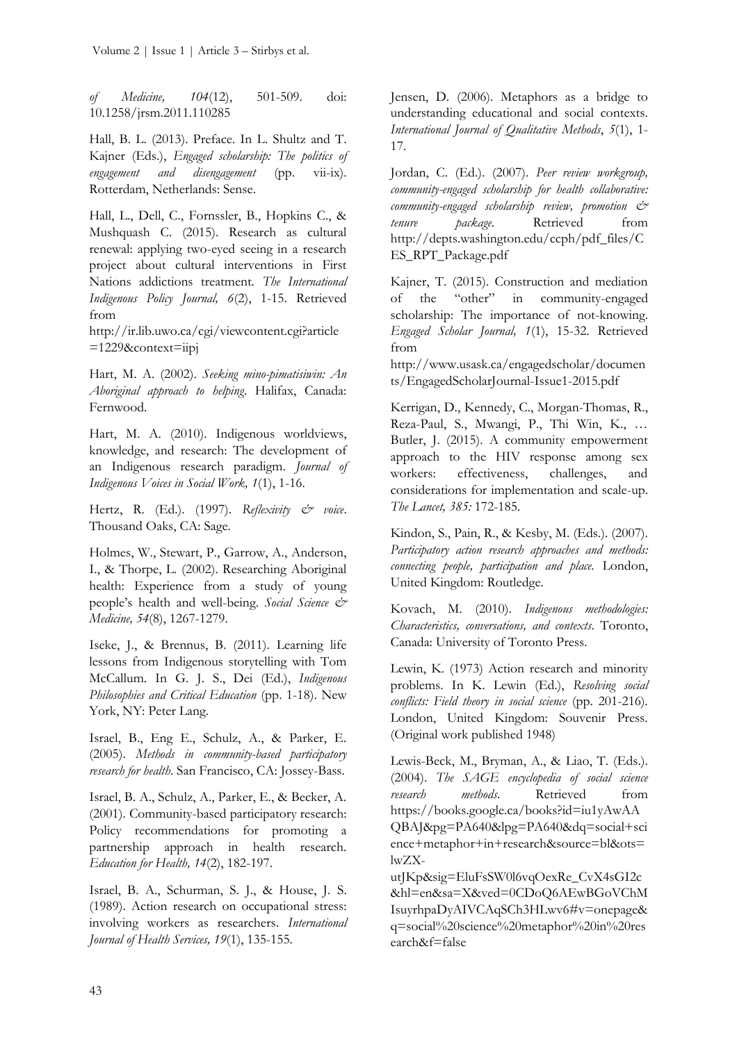*of Medicine, 104*(12), 501-509. doi: 10.1258/jrsm.2011.110285

Hall, B. L. (2013). Preface. In L. Shultz and T. Kajner (Eds.), *Engaged scholarship: The politics of engagement and disengagement* (pp. vii-ix). Rotterdam, Netherlands: Sense.

Hall, L., Dell, C., Fornssler, B., Hopkins C., & Mushquash C. (2015). Research as cultural renewal: applying two-eyed seeing in a research project about cultural interventions in First Nations addictions treatment. *The International Indigenous Policy Journal, 6*(2), 1-15. Retrieved from http://ir.lib.uwo.ca/cgi/viewcontent.cgi?article=1229&context=iipj

Hart, M. A. (2002). *Seeking mino-pimatisiwin: An Aboriginal approach to helping*. Halifax, Canada: Fernwood.

Hart, M. A. (2010). Indigenous worldviews, knowledge, and research: The development of an Indigenous research paradigm. *Journal of Indigenous Voices in Social Work, 1*(1), 1-16.

Hertz, R. (Ed.). (1997). *Reflexivity & voice*. Thousand Oaks, CA: Sage.

Holmes, W., Stewart, P., Garrow, A., Anderson, I., & Thorpe, L. (2002). Researching Aboriginal health: Experience from a study of young people's health and well-being. *Social Science & Medicine, 54*(8), 1267-1279.

Iseke, J., & Brennus, B. (2011). Learning life lessons from Indigenous storytelling with Tom McCallum. In G. J. S., Dei (Ed.), *Indigenous Philosophies and Critical Education* (pp. 1-18). New York, NY: Peter Lang.

Israel, B., Eng E., Schulz, A., & Parker, E. (2005). *Methods in community-based participatory research for health*. San Francisco, CA: Jossey-Bass.

Israel, B. A., Schulz, A., Parker, E., & Becker, A. (2001). Community-based participatory research: Policy recommendations for promoting a partnership approach in health research. *Education for Health, 14*(2), 182-197.

Israel, B. A., Schurman, S. J., & House, J. S. (1989). Action research on occupational stress: involving workers as researchers. *International Journal of Health Services, 19*(1), 135-155.

Jensen, D. (2006). Metaphors as a bridge to understanding educational and social contexts. *International Journal of Qualitative Methods*, *5*(1), 1-17.

Jordan, C. (Ed.). (2007). *Peer review workgroup, community-engaged scholarship for health collaborative: community-engaged scholarship review, promotion & tenure package*. Retrieved from http://depts.washington.edu/ccph/pdf_files/CES_RPT_Package.pdf

Kajner, T. (2015). Construction and mediation of the "other" in community-engaged scholarship: The importance of not-knowing. *Engaged Scholar Journal, 1*(1), 15-32. Retrieved from http://www.usask.ca/engagedscholar/documents/EngagedScholarJournal-Issue1-2015.pdf

Kerrigan, D., Kennedy, C., Morgan-Thomas, R., Reza-Paul, S., Mwangi, P., Thi Win, K., … Butler, J. (2015). A community empowerment approach to the HIV response among sex workers: effectiveness, challenges, and considerations for implementation and scale-up. *The Lancet, 385:* 172-185.

Kindon, S., Pain, R., & Kesby, M. (Eds.). (2007). *Participatory action research approaches and methods: connecting people, participation and place*. London, United Kingdom: Routledge.

Kovach, M. (2010). *Indigenous methodologies: Characteristics, conversations, and contexts*. Toronto, Canada: University of Toronto Press.

Lewin, K. (1973) Action research and minority problems. In K. Lewin (Ed.), *Resolving social conflicts: Field theory in social science* (pp. 201-216). London, United Kingdom: Souvenir Press. (Original work published 1948)

Lewis-Beck, M., Bryman, A., & Liao, T. (Eds.). (2004). *The SAGE encyclopedia of social science research methods*. Retrieved from https://books.google.ca/books?id=iu1yAwAAQBAJ&pg=PA640&lpg=PA640&dq=social+science+metaphor+in+research&source=bl&ots=lwZX-utJKp&sig=EluFsSW0l6vqOexRe_CvX4sGI2c&hl=en&sa=X&ved=0CDoQ6AEwBGoVChMIsuyrhpaDyAIVCAqSCh3HLwv6#v=onepage&q=social%20science%20metaphor%20in%20research&f=false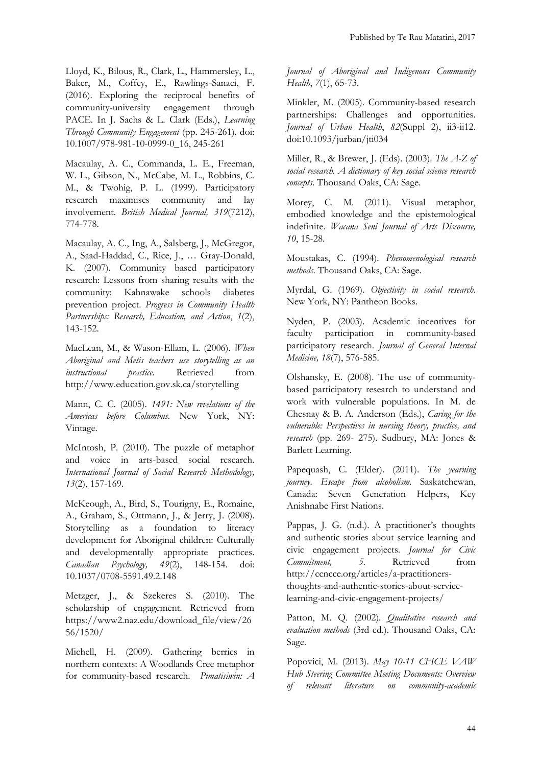Lloyd, K., Bilous, R., Clark, L., Hammersley, L., Baker, M., Coffey, E., Rawlings-Sanaei, F. (2016). Exploring the reciprocal benefits of community-university engagement through PACE. In J. Sachs & L. Clark (Eds.), *Learning Through Community Engagement* (pp. 245-261). doi: 10.1007/978-981-10-0999-0_16, 245-261

Macaulay, A. C., Commanda, L. E., Freeman, W. L., Gibson, N., McCabe, M. L., Robbins, C. M., & Twohig, P. L. (1999). Participatory research maximises community and lay involvement. *British Medical Journal, 319*(7212), 774-778.

Macaulay, A. C., Ing, A., Salsberg, J., McGregor, A., Saad-Haddad, C., Rice, J., … Gray-Donald, K. (2007). Community based participatory research: Lessons from sharing results with the community: Kahnawake schools diabetes prevention project. *Progress in Community Health Partnerships: Research, Education, and Action*, *1*(2), 143-152.

MacLean, M., & Wason-Ellam, L. (2006). *When Aboriginal and Metis teachers use storytelling as an instructional practice.* Retrieved from http://www.education.gov.sk.ca/storytelling

Mann, C. C. (2005). *1491: New revelations of the Americas before Columbus.* New York, NY: Vintage.

McIntosh, P. (2010). The puzzle of metaphor and voice in arts-based social research. *International Journal of Social Research Methodology, 13*(2), 157-169.

McKeough, A., Bird, S., Tourigny, E., Romaine, A., Graham, S., Ottmann, J., & Jerry, J. (2008). Storytelling as a foundation to literacy development for Aboriginal children: Culturally and developmentally appropriate practices. *Canadian Psychology, 49*(2), 148-154. doi: 10.1037/0708-5591.49.2.148

Metzger, J., & Szekeres S. (2010). The scholarship of engagement. Retrieved from https://www2.naz.edu/download_file/view/2656/1520/

Michell, H. (2009). Gathering berries in northern contexts: A Woodlands Cree metaphor for community-based research. *Pimatisiwin: A Journal of Aboriginal and Indigenous Community Health*, *7*(1), 65-73.

Minkler, M. (2005). Community-based research partnerships: Challenges and opportunities. *Journal of Urban Health*, *82*(Suppl 2), ii3-ii12. doi:10.1093/jurban/jti034

Miller, R., & Brewer, J. (Eds). (2003). *The A-Z of social research. A dictionary of key social science research concepts*. Thousand Oaks, CA: Sage.

Morey, C. M. (2011). Visual metaphor, embodied knowledge and the epistemological indefinite. *Wacana Seni Journal of Arts Discourse, 10*, 15-28.

Moustakas, C. (1994). *Phenomenological research methods*. Thousand Oaks, CA: Sage.

Myrdal, G. (1969). *Objectivity in social research*. New York, NY: Pantheon Books.

Nyden, P. (2003). Academic incentives for faculty participation in community-based participatory research. *Journal of General Internal Medicine, 18*(7), 576-585.

Olshansky, E. (2008). The use of community-based participatory research to understand and work with vulnerable populations. In M. de Chesnay & B. A. Anderson (Eds.), *Caring for the vulnerable: Perspectives in nursing theory, practice, and research* (pp. 269- 275). Sudbury, MA: Jones & Barlett Learning.

Papequash, C. (Elder). (2011). *The yearning journey. Escape from alcoholism.* Saskatchewan, Canada: Seven Generation Helpers, Key Anishnabe First Nations.

Pappas, J. G. (n.d.). A practitioner's thoughts and authentic stories about service learning and civic engagement projects. *Journal for Civic Commitment, 5*. Retrieved from http://ccncce.org/articles/a-practitioners-thoughts-and-authentic-stories-about-service-learning-and-civic-engagement-projects/

Patton, M. Q. (2002). *Qualitative research and evaluation methods* (3rd ed.). Thousand Oaks, CA: Sage.

Popovici, M. (2013). *May 10-11 CFICE VAW Hub Steering Committee Meeting Documents: Overview of relevant literature on community-academic*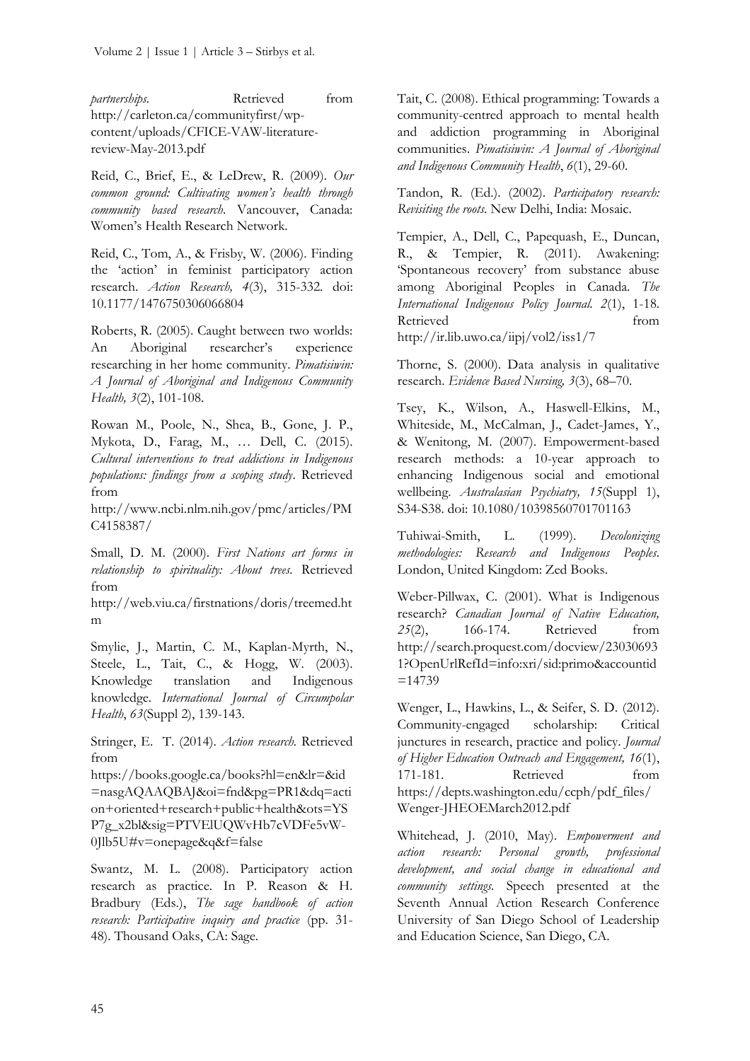*partnerships*. Retrieved from http://carleton.ca/communityfirst/wp-content/uploads/CFICE-VAW-literature-review-May-2013.pdf

Reid, C., Brief, E., & LeDrew, R. (2009). *Our common ground: Cultivating women's health through community based research*. Vancouver, Canada: Women's Health Research Network.

Reid, C., Tom, A., & Frisby, W. (2006). Finding the 'action' in feminist participatory action research. *Action Research, 4*(3), 315-332. doi: 10.1177/1476750306066804

Roberts, R. (2005). Caught between two worlds: An Aboriginal researcher's experience researching in her home community. *Pimatisiwin: A Journal of Aboriginal and Indigenous Community Health, 3*(2), 101-108.

Rowan M., Poole, N., Shea, B., Gone, J. P., Mykota, D., Farag, M., … Dell, C. (2015). *Cultural interventions to treat addictions in Indigenous populations: findings from a scoping study*. Retrieved from http://www.ncbi.nlm.nih.gov/pmc/articles/PMC4158387/

Small, D. M. (2000). *First Nations art forms in relationship to spirituality: About trees.* Retrieved from http://web.viu.ca/firstnations/doris/treemed.htm

Smylie, J., Martin, C. M., Kaplan-Myrth, N., Steele, L., Tait, C., & Hogg, W. (2003). Knowledge translation and Indigenous knowledge. *International Journal of Circumpolar Health*, *63*(Suppl 2), 139-143.

Stringer, E. T. (2014). *Action research.* Retrieved from https://books.google.ca/books?hl=en&lr=&id=nasgAQAAQBAJ&oi=fnd&pg=PR1&dq=action+oriented+research+public+health&ots=YSP7g_x2bl&sig=PTVElUQWvHb7cVDFe5vW-0Jlb5U#v=onepage&q&f=false

Swantz, M. L. (2008). Participatory action research as practice. In P. Reason & H. Bradbury (Eds.), *The sage handbook of action research: Participative inquiry and practice* (pp. 31-48). Thousand Oaks, CA: Sage.

Tait, C. (2008). Ethical programming: Towards a community-centred approach to mental health and addiction programming in Aboriginal communities. *Pimatisiwin: A Journal of Aboriginal and Indigenous Community Health*, *6*(1), 29-60.

Tandon, R. (Ed.). (2002). *Participatory research: Revisiting the roots.* New Delhi, India: Mosaic.

Tempier, A., Dell, C., Papequash, E., Duncan, R., & Tempier, R. (2011). Awakening: 'Spontaneous recovery' from substance abuse among Aboriginal Peoples in Canada. *The International Indigenous Policy Journal. 2*(1), 1-18. Retrieved from http://ir.lib.uwo.ca/iipj/vol2/iss1/7

Thorne, S. (2000). Data analysis in qualitative research. *Evidence Based Nursing, 3*(3), 68–70.

Tsey, K., Wilson, A., Haswell-Elkins, M., Whiteside, M., McCalman, J., Cadet-James, Y., & Wenitong, M. (2007). Empowerment-based research methods: a 10-year approach to enhancing Indigenous social and emotional wellbeing. *Australasian Psychiatry, 15*(Suppl 1), S34-S38. doi: 10.1080/10398560701701163

Tuhiwai-Smith, L. (1999). *Decolonizing methodologies: Research and Indigenous Peoples*. London, United Kingdom: Zed Books.

Weber-Pillwax, C. (2001). What is Indigenous research? *Canadian Journal of Native Education, 25*(2), 166-174. Retrieved from http://search.proquest.com/docview/230306931?OpenUrlRefId=info:xri/sid:primo&accountid=14739

Wenger, L., Hawkins, L., & Seifer, S. D. (2012). Community-engaged scholarship: Critical junctures in research, practice and policy. *Journal of Higher Education Outreach and Engagement, 16*(1), 171-181. Retrieved from https://depts.washington.edu/ccph/pdf_files/Wenger-JHEOEMarch2012.pdf

Whitehead, J. (2010, May). *Empowerment and action research: Personal growth, professional development, and social change in educational and community settings.* Speech presented at the Seventh Annual Action Research Conference University of San Diego School of Leadership and Education Science, San Diego, CA.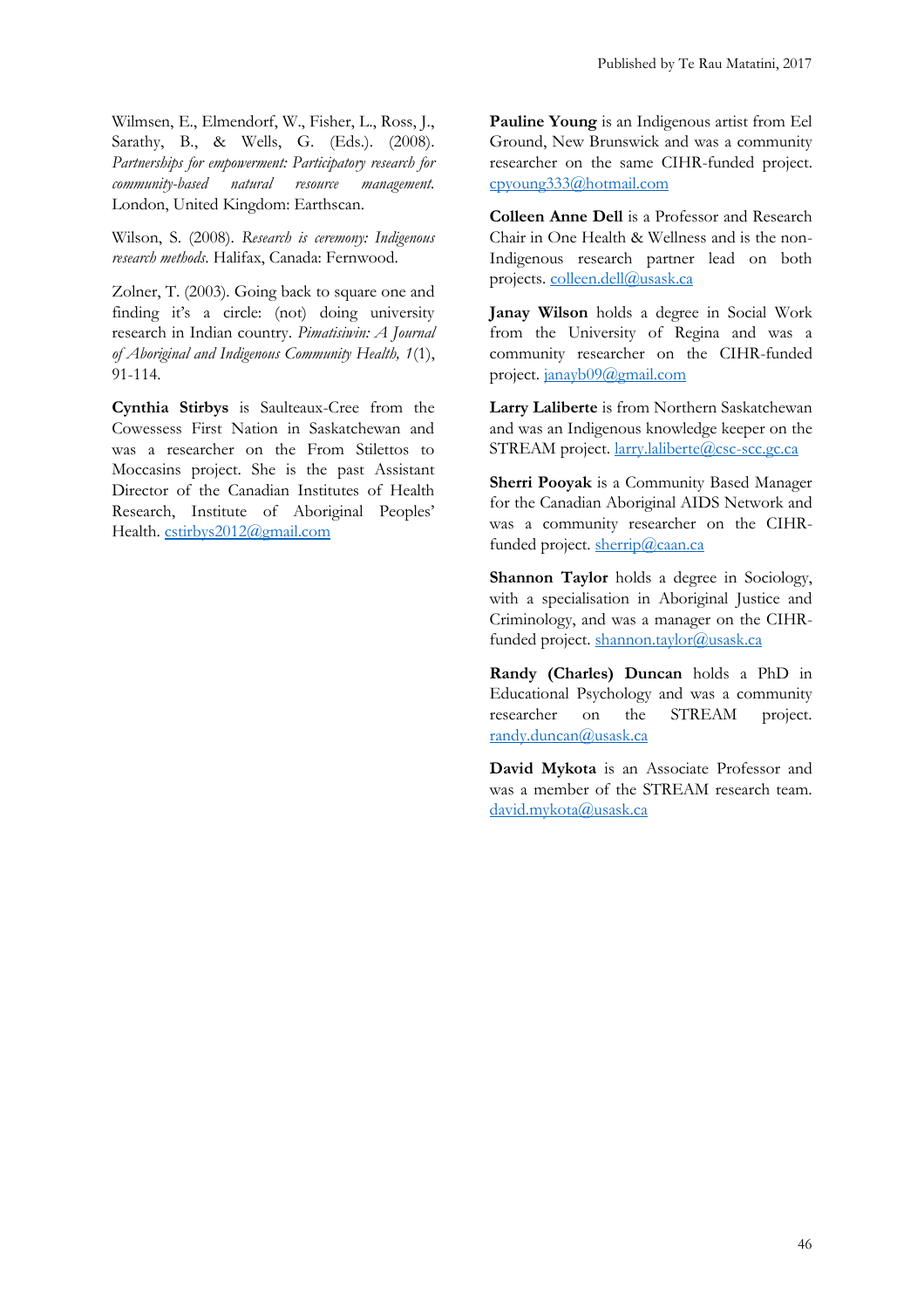Wilmsen, E., Elmendorf, W., Fisher, L., Ross, J., Sarathy, B., & Wells, G. (Eds.). (2008). *Partnerships for empowerment: Participatory research for community-based natural resource management.* London, United Kingdom: Earthscan.

Wilson, S. (2008). *Research is ceremony: Indigenous research methods.* Halifax, Canada: Fernwood.

Zolner, T. (2003). Going back to square one and finding it's a circle: (not) doing university research in Indian country. *Pimatisiwin: A Journal of Aboriginal and Indigenous Community Health, 1*(1), 91-114.

**Cynthia Stirbys** is Saulteaux-Cree from the Cowessess First Nation in Saskatchewan and was a researcher on the From Stilettos to Moccasins project. She is the past Assistant Director of the Canadian Institutes of Health Research, Institute of Aboriginal Peoples' Health. cstirbys2012@gmail.com

**Pauline Young** is an Indigenous artist from Eel Ground, New Brunswick and was a community researcher on the same CIHR-funded project. cpyoung333@hotmail.com

**Colleen Anne Dell** is a Professor and Research Chair in One Health & Wellness and is the non-Indigenous research partner lead on both projects. colleen.dell@usask.ca

**Janay Wilson** holds a degree in Social Work from the University of Regina and was a community researcher on the CIHR-funded project. janayb09@gmail.com

**Larry Laliberte** is from Northern Saskatchewan and was an Indigenous knowledge keeper on the STREAM project. larry.laliberte@csc-scc.gc.ca

**Sherri Pooyak** is a Community Based Manager for the Canadian Aboriginal AIDS Network and was a community researcher on the CIHR-funded project. sherrip@caan.ca

**Shannon Taylor** holds a degree in Sociology, with a specialisation in Aboriginal Justice and Criminology, and was a manager on the CIHR-funded project. shannon.taylor@usask.ca

**Randy (Charles) Duncan** holds a PhD in Educational Psychology and was a community researcher on the STREAM project. randy.duncan@usask.ca

**David Mykota** is an Associate Professor and was a member of the STREAM research team. david.mykota@usask.ca